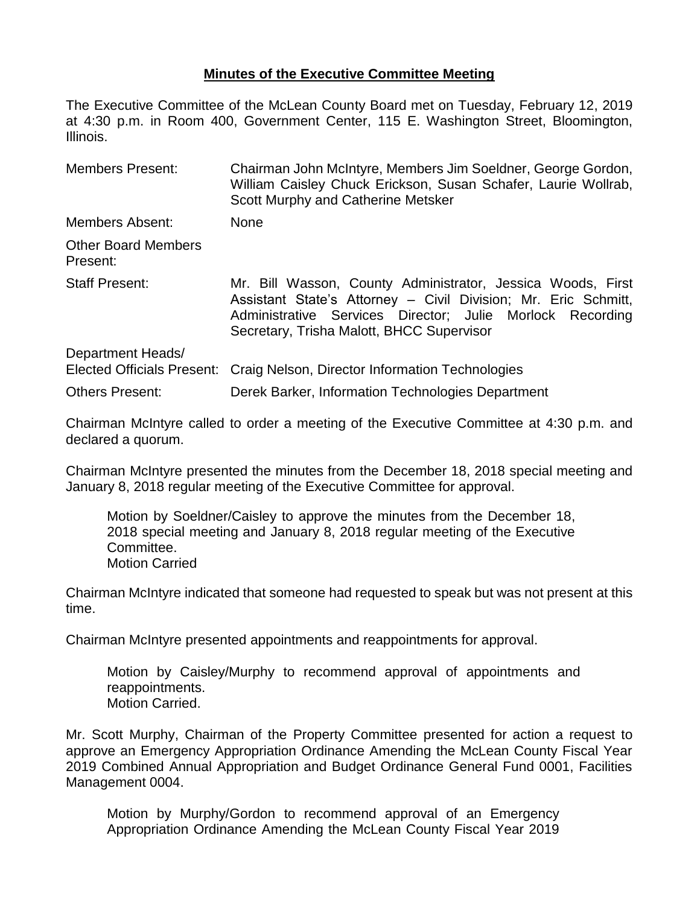**Minutes of the Executive Committee Meeting**

The Executive Committee of the McLean County Board met on Tuesday, February 12, 2019 at 4:30 p.m. in Room 400, Government Center, 115 E. Washington Street, Bloomington, Illinois.

| | |
|---|---|
| Members Present: | Chairman John McIntyre, Members Jim Soeldner, George Gordon, William Caisley Chuck Erickson, Susan Schafer, Laurie Wollrab, Scott Murphy and Catherine Metsker |
| Members Absent: | None |
| Other Board Members Present: | |
| Staff Present: | Mr. Bill Wasson, County Administrator, Jessica Woods, First Assistant State's Attorney – Civil Division; Mr. Eric Schmitt, Administrative Services Director; Julie Morlock Recording Secretary, Trisha Malott, BHCC Supervisor |
| Department Heads/ Elected Officials Present: | Craig Nelson, Director Information Technologies |
| Others Present: | Derek Barker, Information Technologies Department |

Chairman McIntyre called to order a meeting of the Executive Committee at 4:30 p.m. and declared a quorum.

Chairman McIntyre presented the minutes from the December 18, 2018 special meeting and January 8, 2018 regular meeting of the Executive Committee for approval.

> Motion by Soeldner/Caisley to approve the minutes from the December 18, 2018 special meeting and January 8, 2018 regular meeting of the Executive Committee.
> Motion Carried

Chairman McIntyre indicated that someone had requested to speak but was not present at this time.

Chairman McIntyre presented appointments and reappointments for approval.

> Motion by Caisley/Murphy to recommend approval of appointments and reappointments.
> Motion Carried.

Mr. Scott Murphy, Chairman of the Property Committee presented for action a request to approve an Emergency Appropriation Ordinance Amending the McLean County Fiscal Year 2019 Combined Annual Appropriation and Budget Ordinance General Fund 0001, Facilities Management 0004.

> Motion by Murphy/Gordon to recommend approval of an Emergency Appropriation Ordinance Amending the McLean County Fiscal Year 2019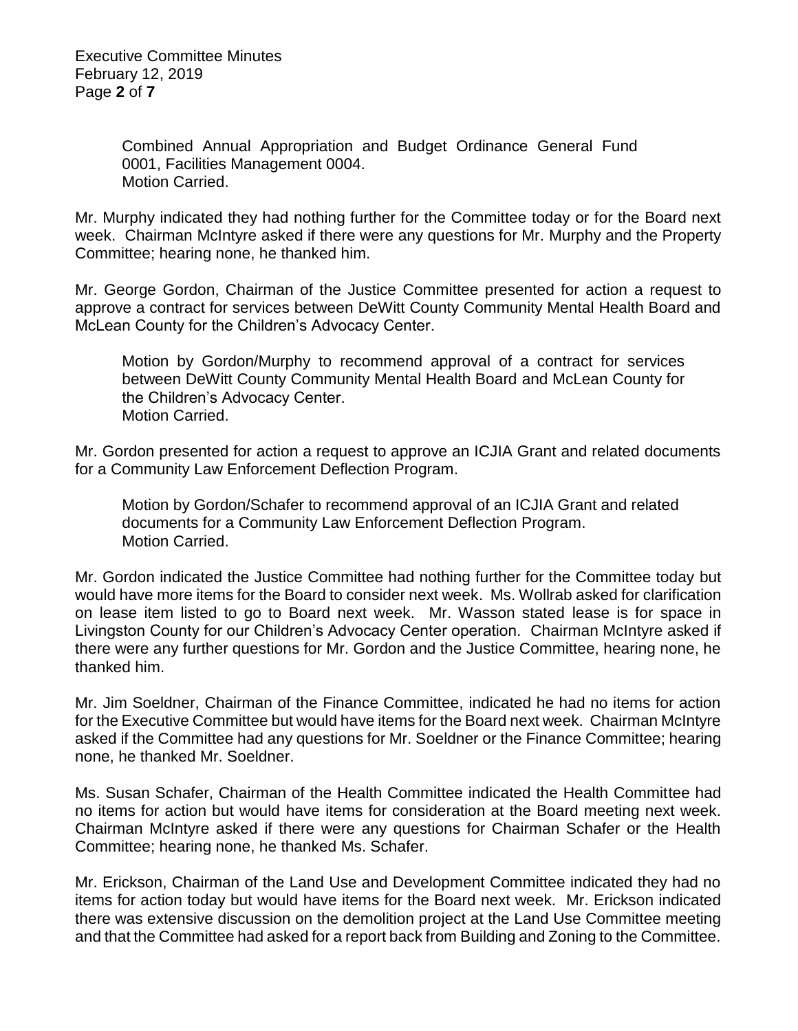Combined Annual Appropriation and Budget Ordinance General Fund 0001, Facilities Management 0004.
Motion Carried.

Mr. Murphy indicated they had nothing further for the Committee today or for the Board next week. Chairman McIntyre asked if there were any questions for Mr. Murphy and the Property Committee; hearing none, he thanked him.

Mr. George Gordon, Chairman of the Justice Committee presented for action a request to approve a contract for services between DeWitt County Community Mental Health Board and McLean County for the Children's Advocacy Center.

> Motion by Gordon/Murphy to recommend approval of a contract for services between DeWitt County Community Mental Health Board and McLean County for the Children's Advocacy Center.
> Motion Carried.

Mr. Gordon presented for action a request to approve an ICJIA Grant and related documents for a Community Law Enforcement Deflection Program.

> Motion by Gordon/Schafer to recommend approval of an ICJIA Grant and related documents for a Community Law Enforcement Deflection Program.
> Motion Carried.

Mr. Gordon indicated the Justice Committee had nothing further for the Committee today but would have more items for the Board to consider next week. Ms. Wollrab asked for clarification on lease item listed to go to Board next week. Mr. Wasson stated lease is for space in Livingston County for our Children's Advocacy Center operation. Chairman McIntyre asked if there were any further questions for Mr. Gordon and the Justice Committee, hearing none, he thanked him.

Mr. Jim Soeldner, Chairman of the Finance Committee, indicated he had no items for action for the Executive Committee but would have items for the Board next week. Chairman McIntyre asked if the Committee had any questions for Mr. Soeldner or the Finance Committee; hearing none, he thanked Mr. Soeldner.

Ms. Susan Schafer, Chairman of the Health Committee indicated the Health Committee had no items for action but would have items for consideration at the Board meeting next week. Chairman McIntyre asked if there were any questions for Chairman Schafer or the Health Committee; hearing none, he thanked Ms. Schafer.

Mr. Erickson, Chairman of the Land Use and Development Committee indicated they had no items for action today but would have items for the Board next week. Mr. Erickson indicated there was extensive discussion on the demolition project at the Land Use Committee meeting and that the Committee had asked for a report back from Building and Zoning to the Committee.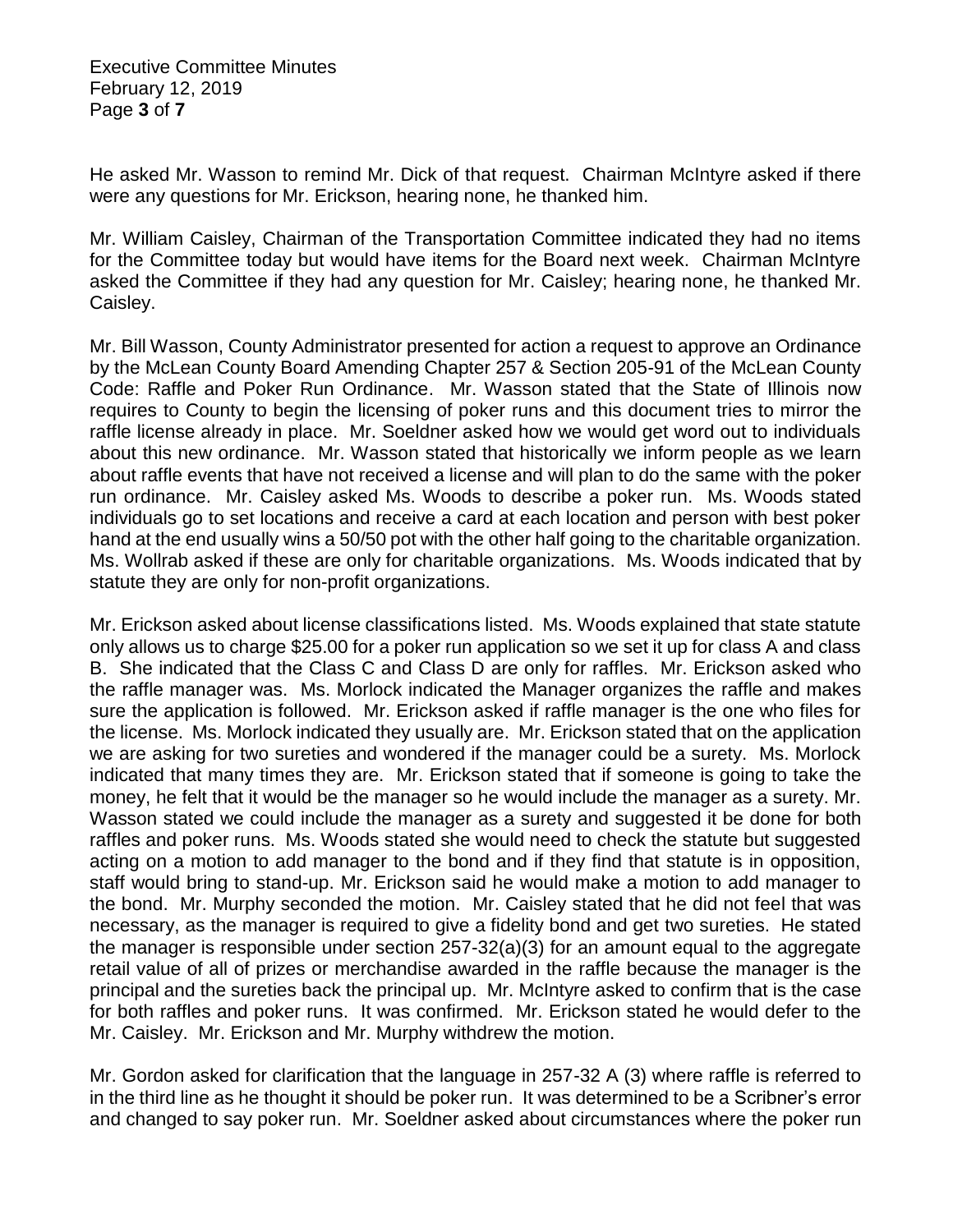He asked Mr. Wasson to remind Mr. Dick of that request. Chairman McIntyre asked if there were any questions for Mr. Erickson, hearing none, he thanked him.

Mr. William Caisley, Chairman of the Transportation Committee indicated they had no items for the Committee today but would have items for the Board next week. Chairman McIntyre asked the Committee if they had any question for Mr. Caisley; hearing none, he thanked Mr. Caisley.

Mr. Bill Wasson, County Administrator presented for action a request to approve an Ordinance by the McLean County Board Amending Chapter 257 & Section 205-91 of the McLean County Code: Raffle and Poker Run Ordinance. Mr. Wasson stated that the State of Illinois now requires to County to begin the licensing of poker runs and this document tries to mirror the raffle license already in place. Mr. Soeldner asked how we would get word out to individuals about this new ordinance. Mr. Wasson stated that historically we inform people as we learn about raffle events that have not received a license and will plan to do the same with the poker run ordinance. Mr. Caisley asked Ms. Woods to describe a poker run. Ms. Woods stated individuals go to set locations and receive a card at each location and person with best poker hand at the end usually wins a 50/50 pot with the other half going to the charitable organization. Ms. Wollrab asked if these are only for charitable organizations. Ms. Woods indicated that by statute they are only for non-profit organizations.

Mr. Erickson asked about license classifications listed. Ms. Woods explained that state statute only allows us to charge $25.00 for a poker run application so we set it up for class A and class B. She indicated that the Class C and Class D are only for raffles. Mr. Erickson asked who the raffle manager was. Ms. Morlock indicated the Manager organizes the raffle and makes sure the application is followed. Mr. Erickson asked if raffle manager is the one who files for the license. Ms. Morlock indicated they usually are. Mr. Erickson stated that on the application we are asking for two sureties and wondered if the manager could be a surety. Ms. Morlock indicated that many times they are. Mr. Erickson stated that if someone is going to take the money, he felt that it would be the manager so he would include the manager as a surety. Mr. Wasson stated we could include the manager as a surety and suggested it be done for both raffles and poker runs. Ms. Woods stated she would need to check the statute but suggested acting on a motion to add manager to the bond and if they find that statute is in opposition, staff would bring to stand-up. Mr. Erickson said he would make a motion to add manager to the bond. Mr. Murphy seconded the motion. Mr. Caisley stated that he did not feel that was necessary, as the manager is required to give a fidelity bond and get two sureties. He stated the manager is responsible under section 257-32(a)(3) for an amount equal to the aggregate retail value of all of prizes or merchandise awarded in the raffle because the manager is the principal and the sureties back the principal up. Mr. McIntyre asked to confirm that is the case for both raffles and poker runs. It was confirmed. Mr. Erickson stated he would defer to the Mr. Caisley. Mr. Erickson and Mr. Murphy withdrew the motion.

Mr. Gordon asked for clarification that the language in 257-32 A (3) where raffle is referred to in the third line as he thought it should be poker run. It was determined to be a Scribner's error and changed to say poker run. Mr. Soeldner asked about circumstances where the poker run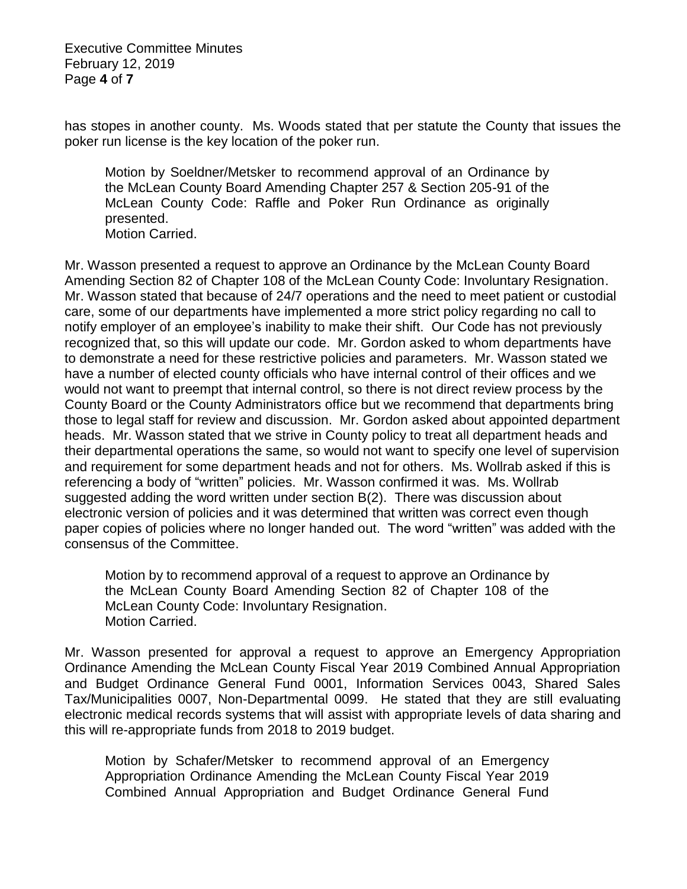has stopes in another county. Ms. Woods stated that per statute the County that issues the poker run license is the key location of the poker run.

> Motion by Soeldner/Metsker to recommend approval of an Ordinance by the McLean County Board Amending Chapter 257 & Section 205-91 of the McLean County Code: Raffle and Poker Run Ordinance as originally presented.
> Motion Carried.

Mr. Wasson presented a request to approve an Ordinance by the McLean County Board Amending Section 82 of Chapter 108 of the McLean County Code: Involuntary Resignation. Mr. Wasson stated that because of 24/7 operations and the need to meet patient or custodial care, some of our departments have implemented a more strict policy regarding no call to notify employer of an employee's inability to make their shift. Our Code has not previously recognized that, so this will update our code. Mr. Gordon asked to whom departments have to demonstrate a need for these restrictive policies and parameters. Mr. Wasson stated we have a number of elected county officials who have internal control of their offices and we would not want to preempt that internal control, so there is not direct review process by the County Board or the County Administrators office but we recommend that departments bring those to legal staff for review and discussion. Mr. Gordon asked about appointed department heads. Mr. Wasson stated that we strive in County policy to treat all department heads and their departmental operations the same, so would not want to specify one level of supervision and requirement for some department heads and not for others. Ms. Wollrab asked if this is referencing a body of "written" policies. Mr. Wasson confirmed it was. Ms. Wollrab suggested adding the word written under section B(2). There was discussion about electronic version of policies and it was determined that written was correct even though paper copies of policies where no longer handed out. The word "written" was added with the consensus of the Committee.

> Motion by to recommend approval of a request to approve an Ordinance by the McLean County Board Amending Section 82 of Chapter 108 of the McLean County Code: Involuntary Resignation.
> Motion Carried.

Mr. Wasson presented for approval a request to approve an Emergency Appropriation Ordinance Amending the McLean County Fiscal Year 2019 Combined Annual Appropriation and Budget Ordinance General Fund 0001, Information Services 0043, Shared Sales Tax/Municipalities 0007, Non-Departmental 0099. He stated that they are still evaluating electronic medical records systems that will assist with appropriate levels of data sharing and this will re-appropriate funds from 2018 to 2019 budget.

> Motion by Schafer/Metsker to recommend approval of an Emergency Appropriation Ordinance Amending the McLean County Fiscal Year 2019 Combined Annual Appropriation and Budget Ordinance General Fund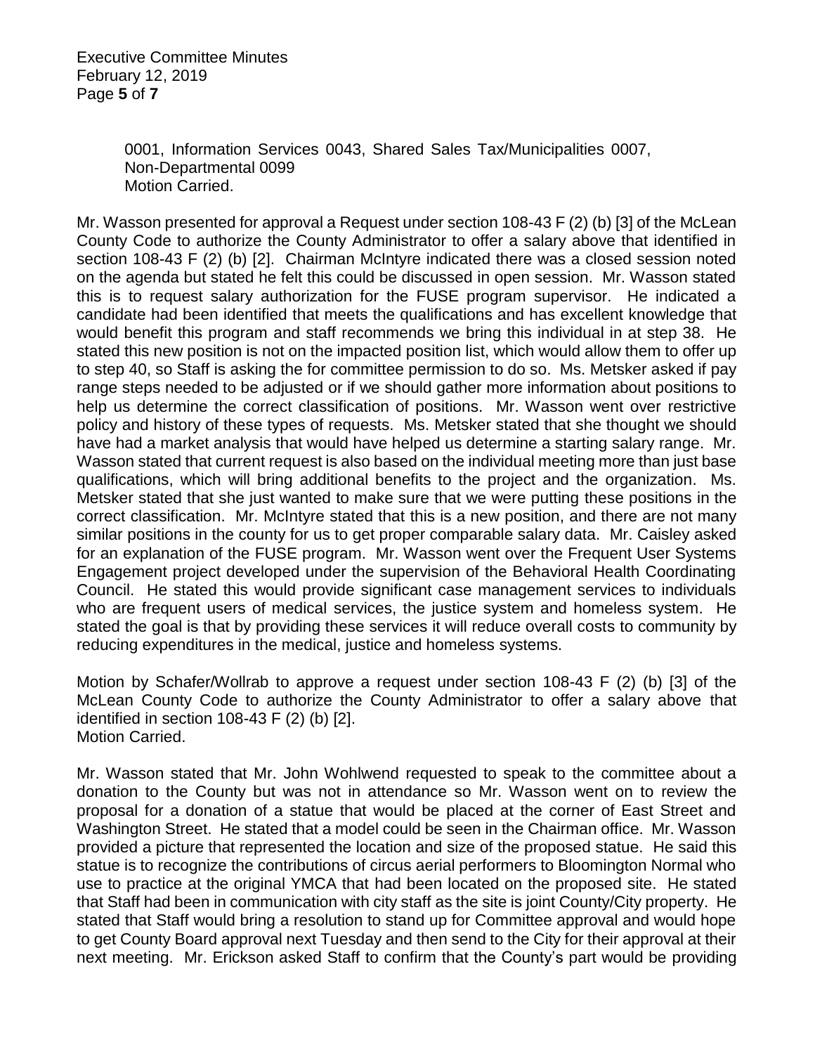0001, Information Services 0043, Shared Sales Tax/Municipalities 0007, Non-Departmental 0099
Motion Carried.

Mr. Wasson presented for approval a Request under section 108-43 F (2) (b) [3] of the McLean County Code to authorize the County Administrator to offer a salary above that identified in section 108-43 F (2) (b) [2]. Chairman McIntyre indicated there was a closed session noted on the agenda but stated he felt this could be discussed in open session. Mr. Wasson stated this is to request salary authorization for the FUSE program supervisor. He indicated a candidate had been identified that meets the qualifications and has excellent knowledge that would benefit this program and staff recommends we bring this individual in at step 38. He stated this new position is not on the impacted position list, which would allow them to offer up to step 40, so Staff is asking the for committee permission to do so. Ms. Metsker asked if pay range steps needed to be adjusted or if we should gather more information about positions to help us determine the correct classification of positions. Mr. Wasson went over restrictive policy and history of these types of requests. Ms. Metsker stated that she thought we should have had a market analysis that would have helped us determine a starting salary range. Mr. Wasson stated that current request is also based on the individual meeting more than just base qualifications, which will bring additional benefits to the project and the organization. Ms. Metsker stated that she just wanted to make sure that we were putting these positions in the correct classification. Mr. McIntyre stated that this is a new position, and there are not many similar positions in the county for us to get proper comparable salary data. Mr. Caisley asked for an explanation of the FUSE program. Mr. Wasson went over the Frequent User Systems Engagement project developed under the supervision of the Behavioral Health Coordinating Council. He stated this would provide significant case management services to individuals who are frequent users of medical services, the justice system and homeless system. He stated the goal is that by providing these services it will reduce overall costs to community by reducing expenditures in the medical, justice and homeless systems.

Motion by Schafer/Wollrab to approve a request under section 108-43 F (2) (b) [3] of the McLean County Code to authorize the County Administrator to offer a salary above that identified in section 108-43 F (2) (b) [2].
Motion Carried.

Mr. Wasson stated that Mr. John Wohlwend requested to speak to the committee about a donation to the County but was not in attendance so Mr. Wasson went on to review the proposal for a donation of a statue that would be placed at the corner of East Street and Washington Street. He stated that a model could be seen in the Chairman office. Mr. Wasson provided a picture that represented the location and size of the proposed statue. He said this statue is to recognize the contributions of circus aerial performers to Bloomington Normal who use to practice at the original YMCA that had been located on the proposed site. He stated that Staff had been in communication with city staff as the site is joint County/City property. He stated that Staff would bring a resolution to stand up for Committee approval and would hope to get County Board approval next Tuesday and then send to the City for their approval at their next meeting. Mr. Erickson asked Staff to confirm that the County's part would be providing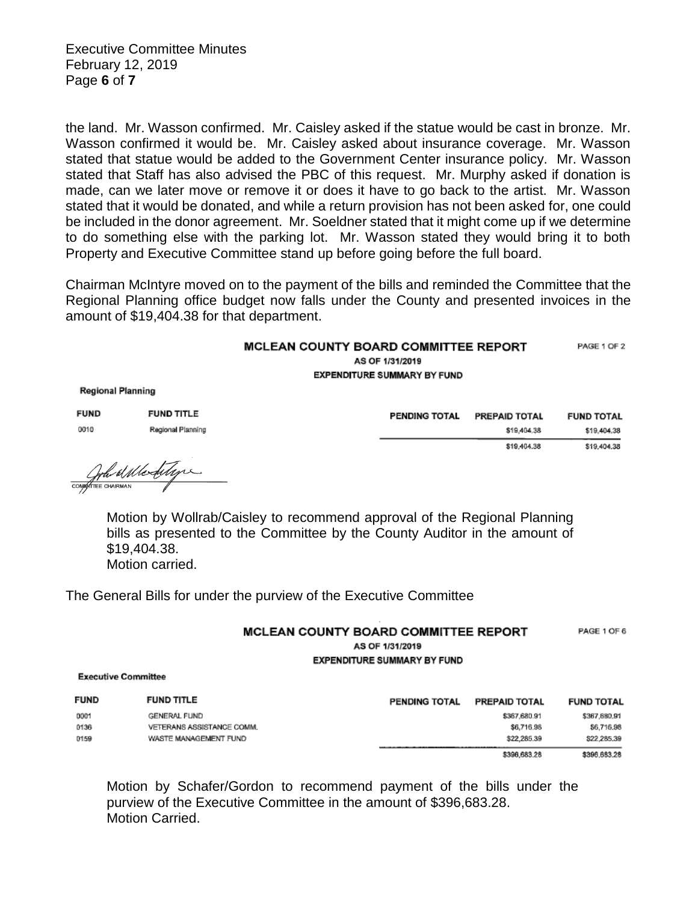the land. Mr. Wasson confirmed. Mr. Caisley asked if the statue would be cast in bronze. Mr. Wasson confirmed it would be. Mr. Caisley asked about insurance coverage. Mr. Wasson stated that statue would be added to the Government Center insurance policy. Mr. Wasson stated that Staff has also advised the PBC of this request. Mr. Murphy asked if donation is made, can we later move or remove it or does it have to go back to the artist. Mr. Wasson stated that it would be donated, and while a return provision has not been asked for, one could be included in the donor agreement. Mr. Soeldner stated that it might come up if we determine to do something else with the parking lot. Mr. Wasson stated they would bring it to both Property and Executive Committee stand up before going before the full board.

Chairman McIntyre moved on to the payment of the bills and reminded the Committee that the Regional Planning office budget now falls under the County and presented invoices in the amount of $19,404.38 for that department.

**MCLEAN COUNTY BOARD COMMITTEE REPORT** PAGE 1 OF 2
AS OF 1/31/2019
EXPENDITURE SUMMARY BY FUND

Regional Planning

| FUND | FUND TITLE | PENDING TOTAL | PREPAID TOTAL | FUND TOTAL |
|---|---|---|---|---|
| 0010 | Regional Planning | | $19,404.38 | $19,404.38 |
| | | | $19,404.38 | $19,404.38 |

COMMITTEE CHAIRMAN

> Motion by Wollrab/Caisley to recommend approval of the Regional Planning bills as presented to the Committee by the County Auditor in the amount of $19,404.38.
> Motion carried.

The General Bills for under the purview of the Executive Committee

**MCLEAN COUNTY BOARD COMMITTEE REPORT** PAGE 1 OF 6
AS OF 1/31/2019
EXPENDITURE SUMMARY BY FUND

Executive Committee

| FUND | FUND TITLE | PENDING TOTAL | PREPAID TOTAL | FUND TOTAL |
|---|---|---|---|---|
| 0001 | GENERAL FUND | | $367,680.91 | $367,680.91 |
| 0136 | VETERANS ASSISTANCE COMM. | | $6,716.98 | $6,716.98 |
| 0159 | WASTE MANAGEMENT FUND | | $22,285.39 | $22,285.39 |
| | | | $396,683.28 | $396,683.28 |

> Motion by Schafer/Gordon to recommend payment of the bills under the purview of the Executive Committee in the amount of $396,683.28.
> Motion Carried.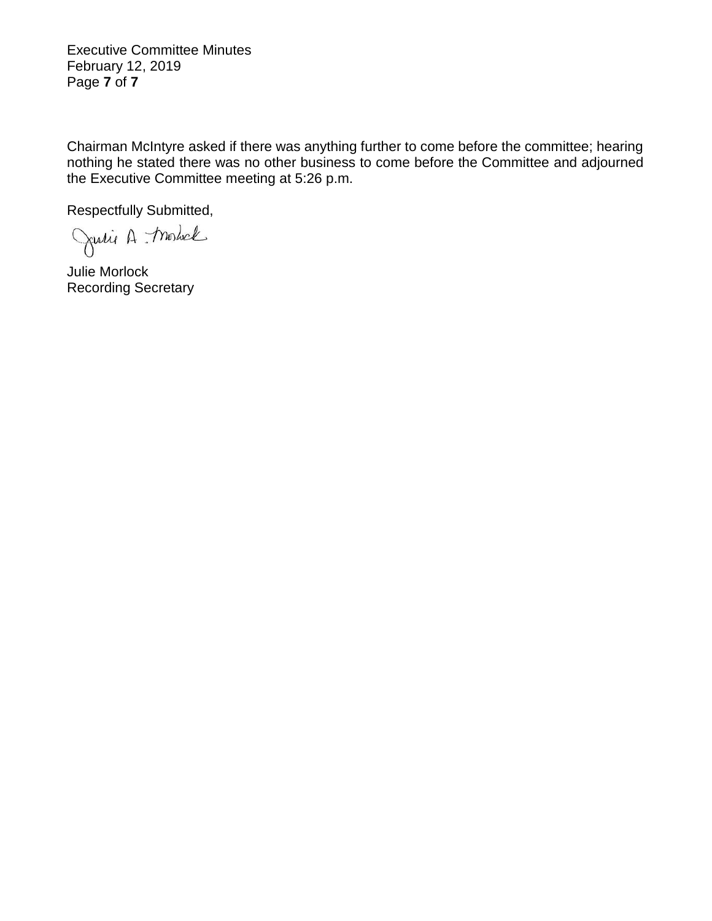Chairman McIntyre asked if there was anything further to come before the committee; hearing nothing he stated there was no other business to come before the Committee and adjourned the Executive Committee meeting at 5:26 p.m.

Respectfully Submitted,

Julie A. Morlock

Julie Morlock
Recording Secretary